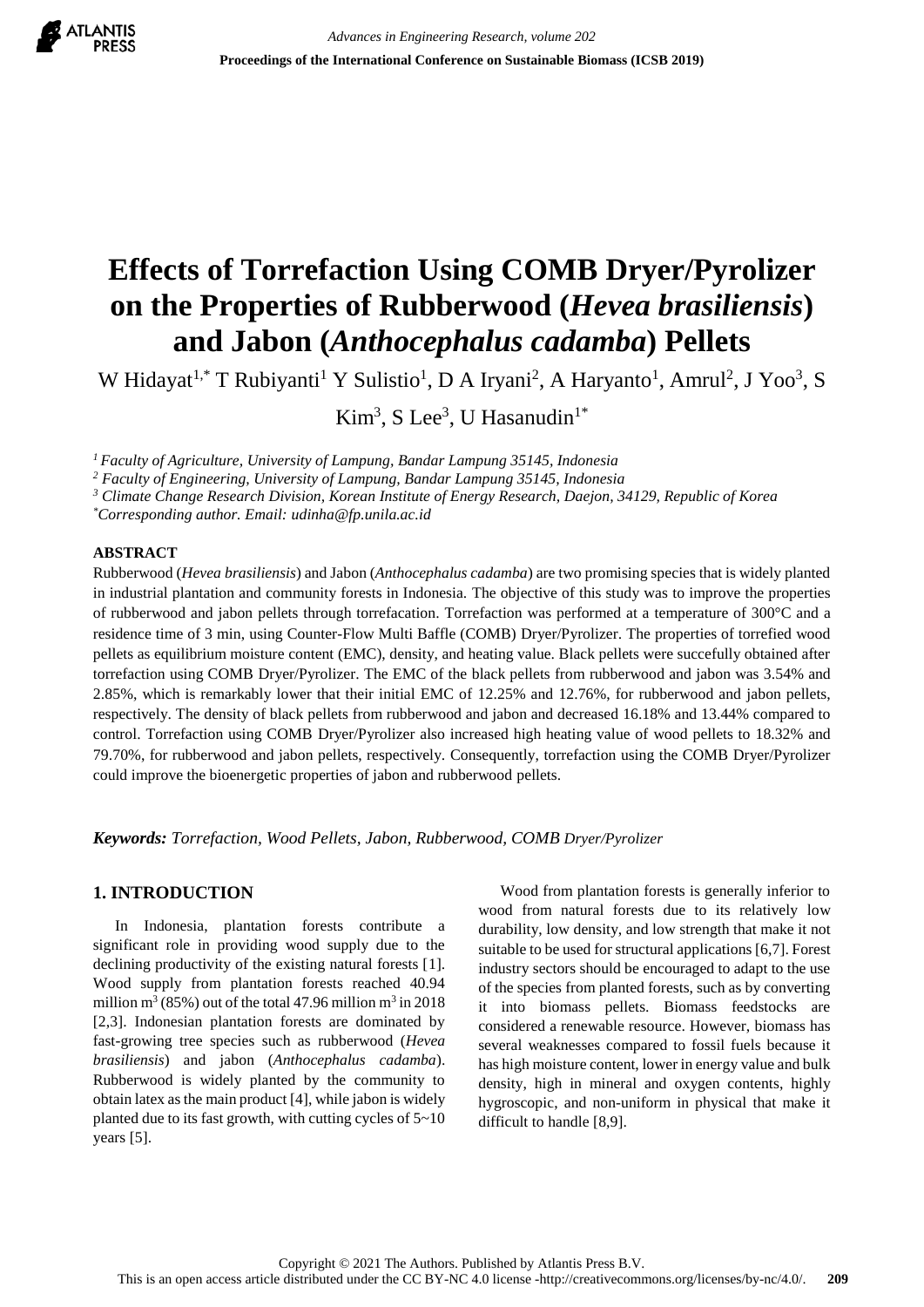# Effects of Torrefaction Using COMB Dryer/Pyrolizer on the Properties of Rubberwood (*Hevea brasiliensis*) and Jabon (*Anthocephalus cadamba*) Pellets

W Hidayat[1,*] T Rubiyanti[1] Y Sulistio[1], D A Iryani[2], A Haryanto[1], Amrul[2], J Yoo[3], S Kim[3], S Lee[3], U Hasanudin[1*]

[1] *Faculty of Agriculture, University of Lampung, Bandar Lampung 35145, Indonesia*
[2] *Faculty of Engineering, University of Lampung, Bandar Lampung 35145, Indonesia*
[3] *Climate Change Research Division, Korean Institute of Energy Research, Daejon, 34129, Republic of Korea*
[*] *Corresponding author. Email: udinha@fp.unila.ac.id*

## ABSTRACT

Rubberwood (*Hevea brasiliensis*) and Jabon (*Anthocephalus cadamba*) are two promising species that is widely planted in industrial plantation and community forests in Indonesia. The objective of this study was to improve the properties of rubberwood and jabon pellets through torrefacation. Torrefaction was performed at a temperature of 300°C and a residence time of 3 min, using Counter-Flow Multi Baffle (COMB) Dryer/Pyrolizer. The properties of torrefied wood pellets as equilibrium moisture content (EMC), density, and heating value. Black pellets were succefully obtained after torrefaction using COMB Dryer/Pyrolizer. The EMC of the black pellets from rubberwood and jabon was 3.54% and 2.85%, which is remarkably lower that their initial EMC of 12.25% and 12.76%, for rubberwood and jabon pellets, respectively. The density of black pellets from rubberwood and jabon and decreased 16.18% and 13.44% compared to control. Torrefaction using COMB Dryer/Pyrolizer also increased high heating value of wood pellets to 18.32% and 79.70%, for rubberwood and jabon pellets, respectively. Consequently, torrefaction using the COMB Dryer/Pyrolizer could improve the bioenergetic properties of jabon and rubberwood pellets.

***Keywords:*** *Torrefaction, Wood Pellets, Jabon, Rubberwood, COMB Dryer/Pyrolizer*

## 1. INTRODUCTION

In Indonesia, plantation forests contribute a significant role in providing wood supply due to the declining productivity of the existing natural forests [1]. Wood supply from plantation forests reached 40.94 million $m^3$ (85%) out of the total 47.96 million $m^3$ in 2018 [2,3]. Indonesian plantation forests are dominated by fast-growing tree species such as rubberwood (*Hevea brasiliensis*) and jabon (*Anthocephalus cadamba*). Rubberwood is widely planted by the community to obtain latex as the main product [4], while jabon is widely planted due to its fast growth, with cutting cycles of 5~10 years [5].

Wood from plantation forests is generally inferior to wood from natural forests due to its relatively low durability, low density, and low strength that make it not suitable to be used for structural applications [6,7]. Forest industry sectors should be encouraged to adapt to the use of the species from planted forests, such as by converting it into biomass pellets. Biomass feedstocks are considered a renewable resource. However, biomass has several weaknesses compared to fossil fuels because it has high moisture content, lower in energy value and bulk density, high in mineral and oxygen contents, highly hygroscopic, and non-uniform in physical that make it difficult to handle [8,9].

Copyright © 2021 The Authors. Published by Atlantis Press B.V.
This is an open access article distributed under the CC BY-NC 4.0 license -http://creativecommons.org/licenses/by-nc/4.0/.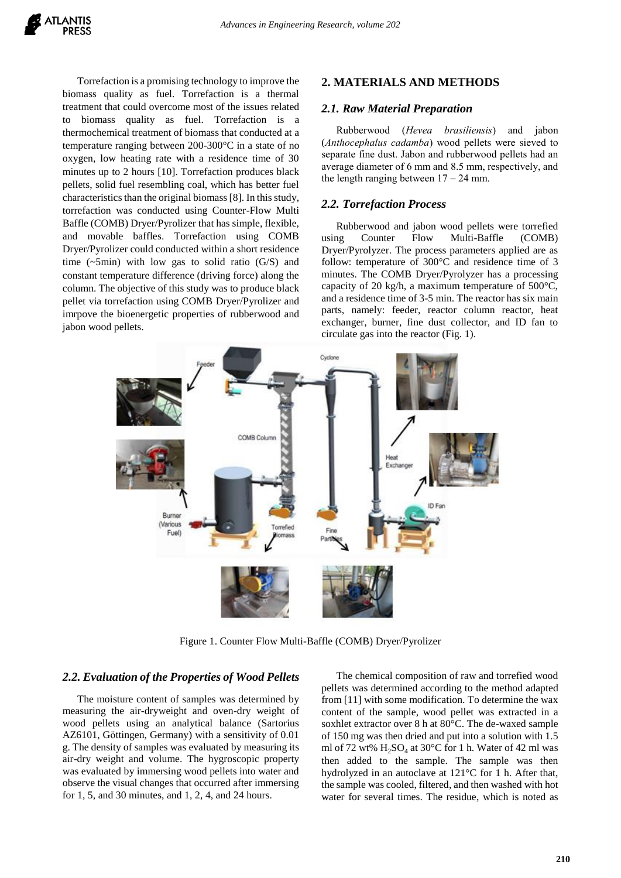Torrefaction is a promising technology to improve the biomass quality as fuel. Torrefaction is a thermal treatment that could overcome most of the issues related to biomass quality as fuel. Torrefaction is a thermochemical treatment of biomass that conducted at a temperature ranging between 200-300°C in a state of no oxygen, low heating rate with a residence time of 30 minutes up to 2 hours [10]. Torrefaction produces black pellets, solid fuel resembling coal, which has better fuel characteristics than the original biomass [8]. In this study, torrefaction was conducted using Counter-Flow Multi Baffle (COMB) Dryer/Pyrolizer that has simple, flexible, and movable baffles. Torrefaction using COMB Dryer/Pyrolizer could conducted within a short residence time (~5min) with low gas to solid ratio (G/S) and constant temperature difference (driving force) along the column. The objective of this study was to produce black pellet via torrefaction using COMB Dryer/Pyrolizer and imrpove the bioenergetic properties of rubberwood and jabon wood pellets.

## 2. MATERIALS AND METHODS

### 2.1. Raw Material Preparation

Rubberwood (*Hevea brasiliensis*) and jabon (*Anthocephalus cadamba*) wood pellets were sieved to separate fine dust. Jabon and rubberwood pellets had an average diameter of 6 mm and 8.5 mm, respectively, and the length ranging between 17 – 24 mm.

### 2.2. Torrefaction Process

Rubberwood and jabon wood pellets were torrefied using Counter Flow Multi-Baffle (COMB) Dryer/Pyrolyzer. The process parameters applied are as follow: temperature of 300°C and residence time of 3 minutes. The COMB Dryer/Pyrolyzer has a processing capacity of 20 kg/h, a maximum temperature of 500°C, and a residence time of 3-5 min. The reactor has six main parts, namely: feeder, reactor column reactor, heat exchanger, burner, fine dust collector, and ID fan to circulate gas into the reactor (Fig. 1).

Figure 1. Counter Flow Multi-Baffle (COMB) Dryer/Pyrolizer

### 2.2. Evaluation of the Properties of Wood Pellets

The moisture content of samples was determined by measuring the air-dryweight and oven-dry weight of wood pellets using an analytical balance (Sartorius AZ6101, Göttingen, Germany) with a sensitivity of 0.01 g. The density of samples was evaluated by measuring its air-dry weight and volume. The hygroscopic property was evaluated by immersing wood pellets into water and observe the visual changes that occurred after immersing for 1, 5, and 30 minutes, and 1, 2, 4, and 24 hours.

The chemical composition of raw and torrefied wood pellets was determined according to the method adapted from [11] with some modification. To determine the wax content of the sample, wood pellet was extracted in a soxhlet extractor over 8 h at 80°C. The de-waxed sample of 150 mg was then dried and put into a solution with 1.5 ml of 72 wt% $H_2SO_4$ at 30°C for 1 h. Water of 42 ml was then added to the sample. The sample was then hydrolyzed in an autoclave at 121°C for 1 h. After that, the sample was cooled, filtered, and then washed with hot water for several times. The residue, which is noted as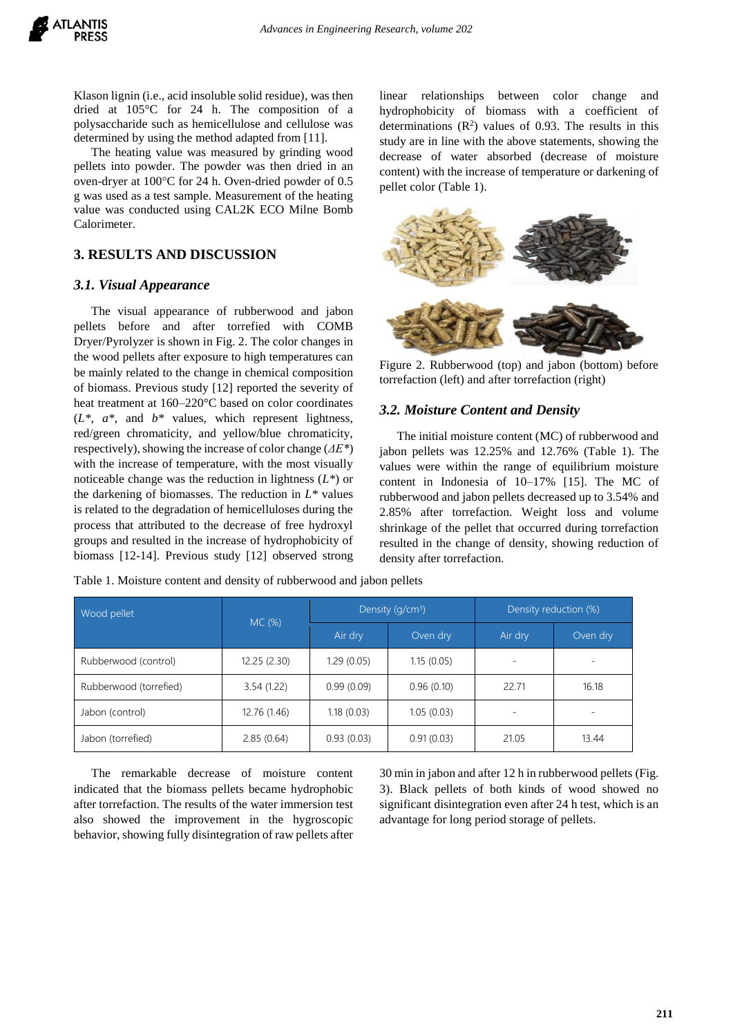Klason lignin (i.e., acid insoluble solid residue), was then dried at 105°C for 24 h. The composition of a polysaccharide such as hemicellulose and cellulose was determined by using the method adapted from [11].

The heating value was measured by grinding wood pellets into powder. The powder was then dried in an oven-dryer at 100°C for 24 h. Oven-dried powder of 0.5 g was used as a test sample. Measurement of the heating value was conducted using CAL2K ECO Milne Bomb Calorimeter.

## 3. RESULTS AND DISCUSSION

### *3.1. Visual Appearance*

The visual appearance of rubberwood and jabon pellets before and after torrefied with COMB Dryer/Pyrolyzer is shown in Fig. 2. The color changes in the wood pellets after exposure to high temperatures can be mainly related to the change in chemical composition of biomass. Previous study [12] reported the severity of heat treatment at 160–220°C based on color coordinates ($L^*$, $a^*$, and $b^*$ values, which represent lightness, red/green chromaticity, and yellow/blue chromaticity, respectively), showing the increase of color change ($\Delta E^*$) with the increase of temperature, with the most visually noticeable change was the reduction in lightness ($L^*$) or the darkening of biomasses. The reduction in $L^*$ values is related to the degradation of hemicelluloses during the process that attributed to the decrease of free hydroxyl groups and resulted in the increase of hydrophobicity of biomass [12-14]. Previous study [12] observed strong linear relationships between color change and hydrophobicity of biomass with a coefficient of determinations ($R^2$) values of 0.93. The results in this study are in line with the above statements, showing the decrease of water absorbed (decrease of moisture content) with the increase of temperature or darkening of pellet color (Table 1).

Figure 2. Rubberwood (top) and jabon (bottom) before torrefaction (left) and after torrefaction (right)

### *3.2. Moisture Content and Density*

The initial moisture content (MC) of rubberwood and jabon pellets was 12.25% and 12.76% (Table 1). The values were within the range of equilibrium moisture content in Indonesia of 10–17% [15]. The MC of rubberwood and jabon pellets decreased up to 3.54% and 2.85% after torrefaction. Weight loss and volume shrinkage of the pellet that occurred during torrefaction resulted in the change of density, showing reduction of density after torrefaction.

Table 1. Moisture content and density of rubberwood and jabon pellets

| Wood pellet | MC (%) | Density (g/cm$^3$) | | Density reduction (%) | |
|---|---|---|---|---|---|
| | | Air dry | Oven dry | Air dry | Oven dry |
| Rubberwood (control) | 12.25 (2.30) | 1.29 (0.05) | 1.15 (0.05) | - | - |
| Rubberwood (torrefied) | 3.54 (1.22) | 0.99 (0.09) | 0.96 (0.10) | 22.71 | 16.18 |
| Jabon (control) | 12.76 (1.46) | 1.18 (0.03) | 1.05 (0.03) | - | - |
| Jabon (torrefied) | 2.85 (0.64) | 0.93 (0.03) | 0.91 (0.03) | 21.05 | 13.44 |

The remarkable decrease of moisture content indicated that the biomass pellets became hydrophobic after torrefaction. The results of the water immersion test also showed the improvement in the hygroscopic behavior, showing fully disintegration of raw pellets after 30 min in jabon and after 12 h in rubberwood pellets (Fig. 3). Black pellets of both kinds of wood showed no significant disintegration even after 24 h test, which is an advantage for long period storage of pellets.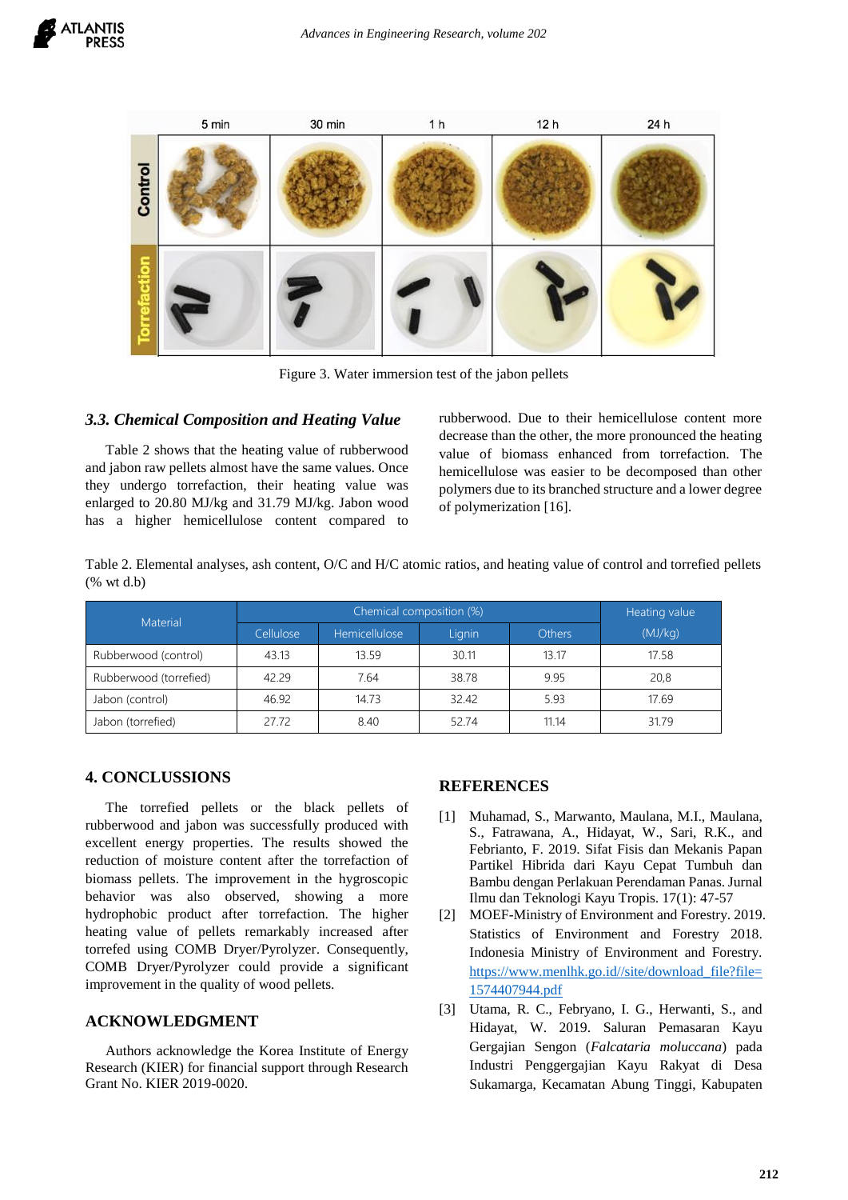Figure 3. Water immersion test of the jabon pellets

### 3.3. Chemical Composition and Heating Value

Table 2 shows that the heating value of rubberwood and jabon raw pellets almost have the same values. Once they undergo torrefaction, their heating value was enlarged to 20.80 MJ/kg and 31.79 MJ/kg. Jabon wood has a higher hemicellulose content compared to rubberwood. Due to their hemicellulose content more decrease than the other, the more pronounced the heating value of biomass enhanced from torrefaction. The hemicellulose was easier to be decomposed than other polymers due to its branched structure and a lower degree of polymerization [16].

Table 2. Elemental analyses, ash content, O/C and H/C atomic ratios, and heating value of control and torrefied pellets (% wt d.b)

| Material | Chemical composition (%) | | | | Heating value |
|---|---|---|---|---|---|
| | Cellulose | Hemicellulose | Lignin | Others | (MJ/kg) |
| Rubberwood (control) | 43.13 | 13.59 | 30.11 | 13.17 | 17.58 |
| Rubberwood (torrefied) | 42.29 | 7.64 | 38.78 | 9.95 | 20,8 |
| Jabon (control) | 46.92 | 14.73 | 32.42 | 5.93 | 17.69 |
| Jabon (torrefied) | 27.72 | 8.40 | 52.74 | 11.14 | 31.79 |

## 4. CONCLUSIONS

The torrefied pellets or the black pellets of rubberwood and jabon was successfully produced with excellent energy properties. The results showed the reduction of moisture content after the torrefaction of biomass pellets. The improvement in the hygroscopic behavior was also observed, showing a more hydrophobic product after torrefaction. The higher heating value of pellets remarkably increased after torrefed using COMB Dryer/Pyrolyzer. Consequently, COMB Dryer/Pyrolyzer could provide a significant improvement in the quality of wood pellets.

## ACKNOWLEDGMENT

Authors acknowledge the Korea Institute of Energy Research (KIER) for financial support through Research Grant No. KIER 2019-0020.

## REFERENCES

[1] Muhamad, S., Marwanto, Maulana, M.I., Maulana, S., Fatrawana, A., Hidayat, W., Sari, R.K., and Febrianto, F. 2019. Sifat Fisis dan Mekanis Papan Partikel Hibrida dari Kayu Cepat Tumbuh dan Bambu dengan Perlakuan Perendaman Panas. Jurnal Ilmu dan Teknologi Kayu Tropis. 17(1): 47-57

[2] MOEF-Ministry of Environment and Forestry. 2019. Statistics of Environment and Forestry 2018. Indonesia Ministry of Environment and Forestry. https://www.menlhk.go.id//site/download_file?file=1574407944.pdf

[3] Utama, R. C., Febryano, I. G., Herwanti, S., and Hidayat, W. 2019. Saluran Pemasaran Kayu Gergajian Sengon (*Falcataria moluccana*) pada Industri Penggergajian Kayu Rakyat di Desa Sukamarga, Kecamatan Abung Tinggi, Kabupaten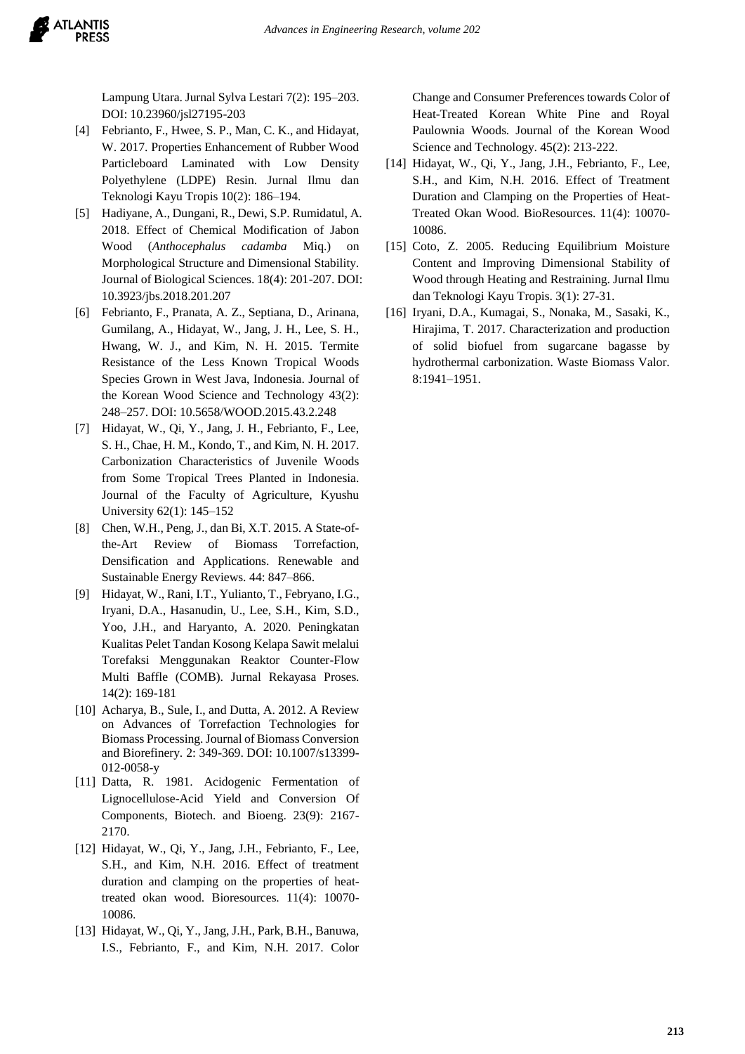Lampung Utara. Jurnal Sylva Lestari 7(2): 195–203. DOI: 10.23960/jsl27195-203

[4] Febrianto, F., Hwee, S. P., Man, C. K., and Hidayat, W. 2017. Properties Enhancement of Rubber Wood Particleboard Laminated with Low Density Polyethylene (LDPE) Resin. Jurnal Ilmu dan Teknologi Kayu Tropis 10(2): 186–194.

[5] Hadiyane, A., Dungani, R., Dewi, S.P. Rumidatul, A. 2018. Effect of Chemical Modification of Jabon Wood (*Anthocephalus cadamba* Miq.) on Morphological Structure and Dimensional Stability. Journal of Biological Sciences. 18(4): 201-207. DOI: 10.3923/jbs.2018.201.207

[6] Febrianto, F., Pranata, A. Z., Septiana, D., Arinana, Gumilang, A., Hidayat, W., Jang, J. H., Lee, S. H., Hwang, W. J., and Kim, N. H. 2015. Termite Resistance of the Less Known Tropical Woods Species Grown in West Java, Indonesia. Journal of the Korean Wood Science and Technology 43(2): 248–257. DOI: 10.5658/WOOD.2015.43.2.248

[7] Hidayat, W., Qi, Y., Jang, J. H., Febrianto, F., Lee, S. H., Chae, H. M., Kondo, T., and Kim, N. H. 2017. Carbonization Characteristics of Juvenile Woods from Some Tropical Trees Planted in Indonesia. Journal of the Faculty of Agriculture, Kyushu University 62(1): 145–152

[8] Chen, W.H., Peng, J., dan Bi, X.T. 2015. A State-of-the-Art Review of Biomass Torrefaction, Densification and Applications. Renewable and Sustainable Energy Reviews. 44: 847–866.

[9] Hidayat, W., Rani, I.T., Yulianto, T., Febryano, I.G., Iryani, D.A., Hasanudin, U., Lee, S.H., Kim, S.D., Yoo, J.H., and Haryanto, A. 2020. Peningkatan Kualitas Pelet Tandan Kosong Kelapa Sawit melalui Torefaksi Menggunakan Reaktor Counter-Flow Multi Baffle (COMB). Jurnal Rekayasa Proses. 14(2): 169-181

[10] Acharya, B., Sule, I., and Dutta, A. 2012. A Review on Advances of Torrefaction Technologies for Biomass Processing. Journal of Biomass Conversion and Biorefinery. 2: 349-369. DOI: 10.1007/s13399-012-0058-y

[11] Datta, R. 1981. Acidogenic Fermentation of Lignocellulose-Acid Yield and Conversion Of Components, Biotech. and Bioeng. 23(9): 2167-2170.

[12] Hidayat, W., Qi, Y., Jang, J.H., Febrianto, F., Lee, S.H., and Kim, N.H. 2016. Effect of treatment duration and clamping on the properties of heat-treated okan wood. Bioresources. 11(4): 10070-10086.

[13] Hidayat, W., Qi, Y., Jang, J.H., Park, B.H., Banuwa, I.S., Febrianto, F., and Kim, N.H. 2017. Color Change and Consumer Preferences towards Color of Heat-Treated Korean White Pine and Royal Paulownia Woods. Journal of the Korean Wood Science and Technology. 45(2): 213-222.

[14] Hidayat, W., Qi, Y., Jang, J.H., Febrianto, F., Lee, S.H., and Kim, N.H. 2016. Effect of Treatment Duration and Clamping on the Properties of Heat-Treated Okan Wood. BioResources. 11(4): 10070-10086.

[15] Coto, Z. 2005. Reducing Equilibrium Moisture Content and Improving Dimensional Stability of Wood through Heating and Restraining. Jurnal Ilmu dan Teknologi Kayu Tropis. 3(1): 27-31.

[16] Iryani, D.A., Kumagai, S., Nonaka, M., Sasaki, K., Hirajima, T. 2017. Characterization and production of solid biofuel from sugarcane bagasse by hydrothermal carbonization. Waste Biomass Valor. 8:1941–1951.